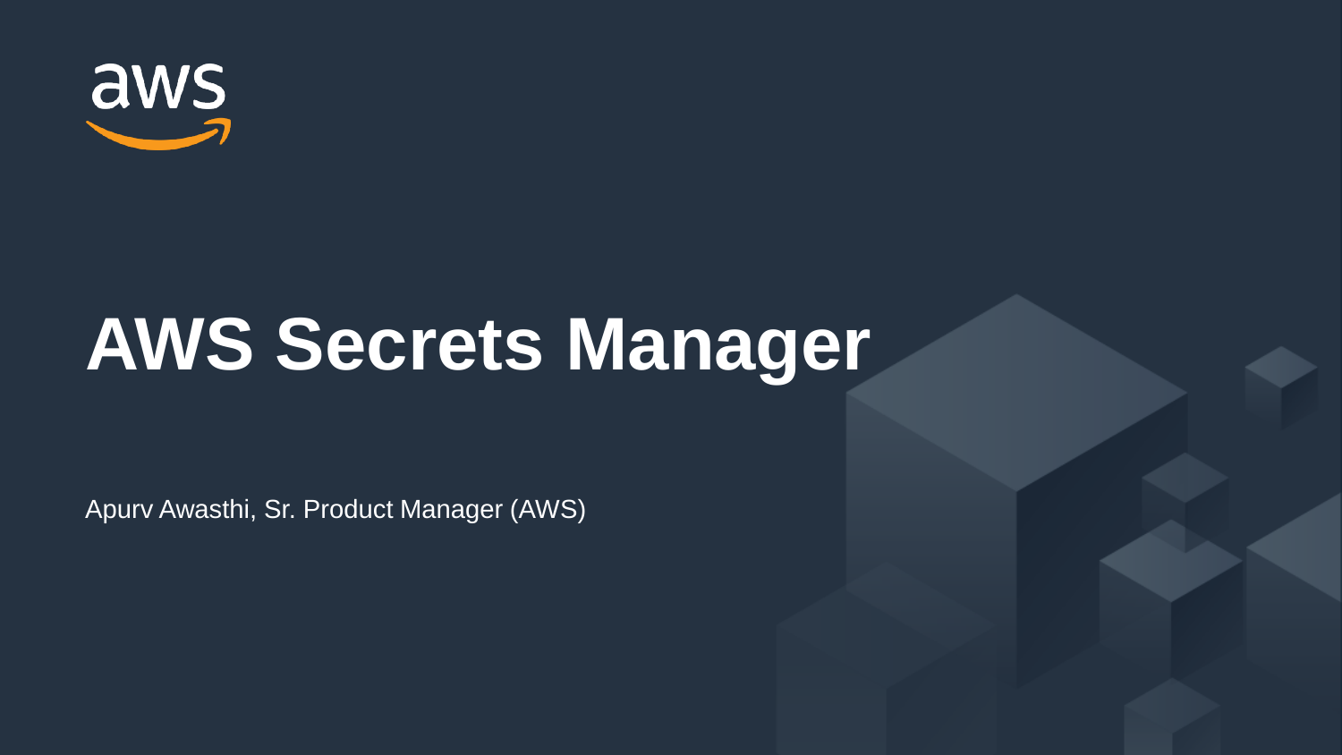# AWS Secrets Manager

Apurv Awasthi, Sr. Product Manager (AWS)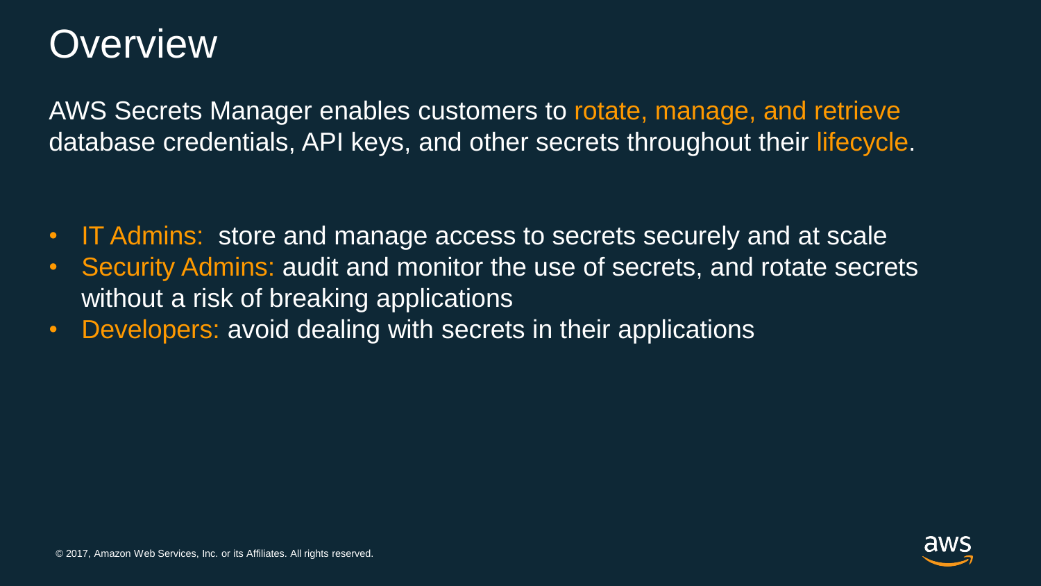# Overview

AWS Secrets Manager enables customers to rotate, manage, and retrieve database credentials, API keys, and other secrets throughout their lifecycle.

- IT Admins: store and manage access to secrets securely and at scale
- Security Admins: audit and monitor the use of secrets, and rotate secrets without a risk of breaking applications
- Developers: avoid dealing with secrets in their applications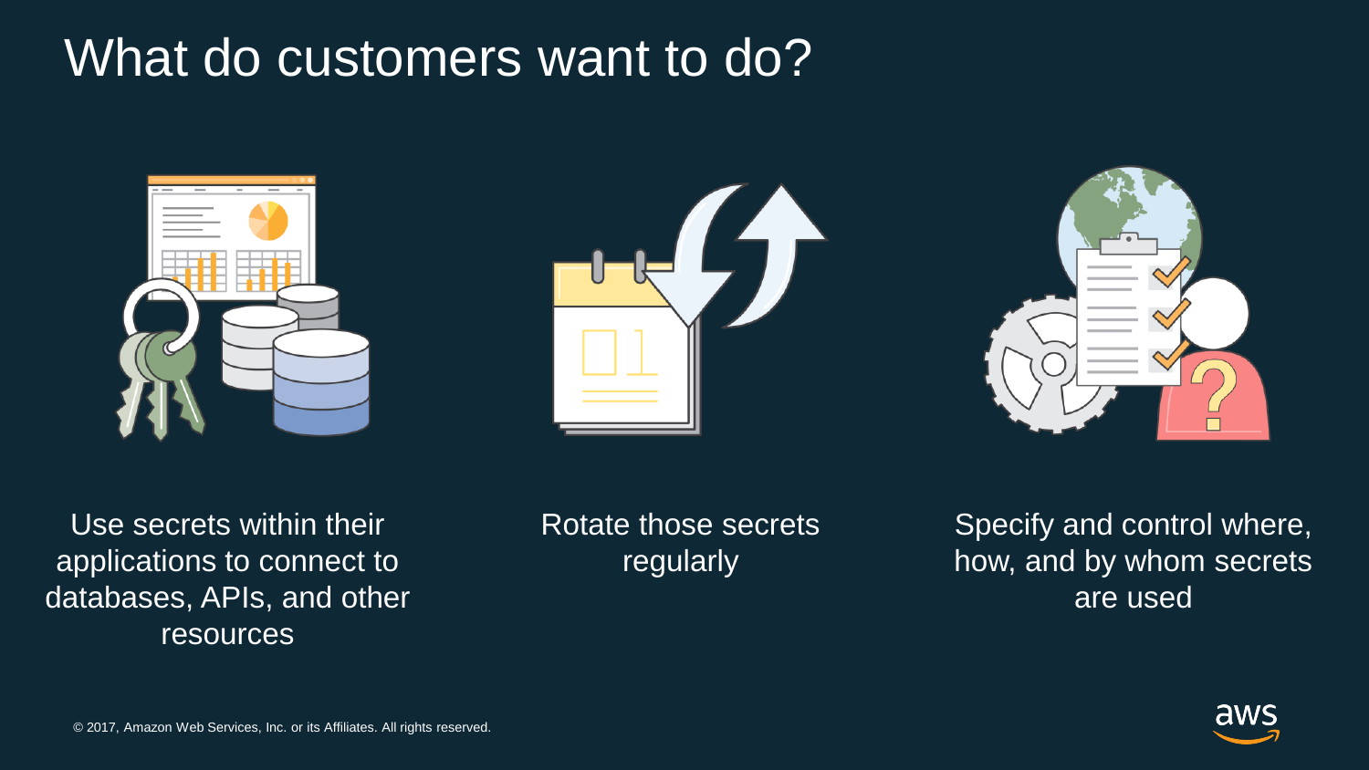# What do customers want to do?

- Use secrets within their applications to connect to databases, APIs, and other resources
- Rotate those secrets regularly
- Specify and control where, how, and by whom secrets are used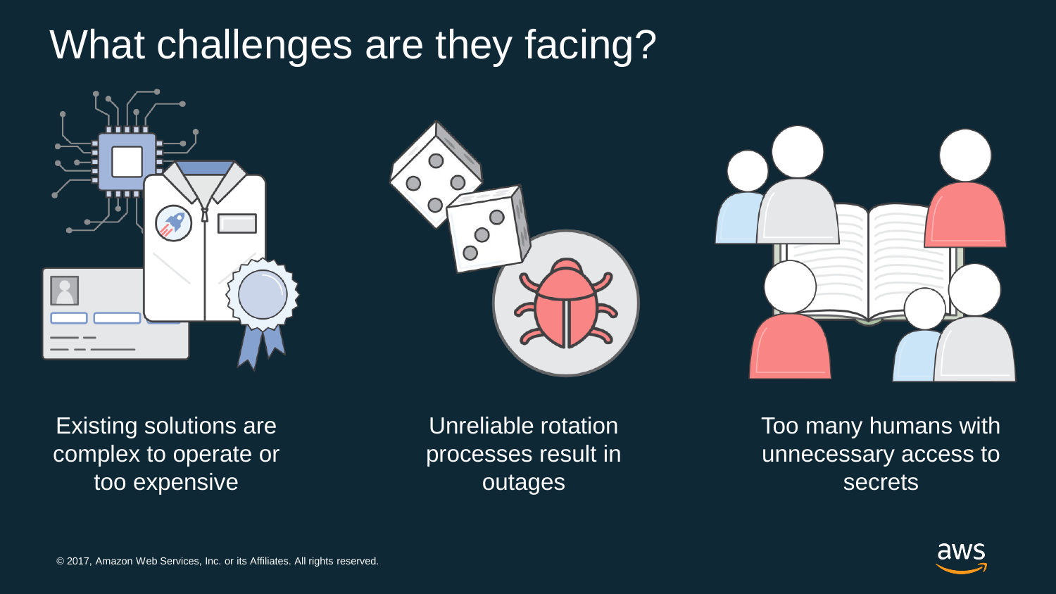# What challenges are they facing?

Existing solutions are complex to operate or too expensive

Unreliable rotation processes result in outages

Too many humans with unnecessary access to secrets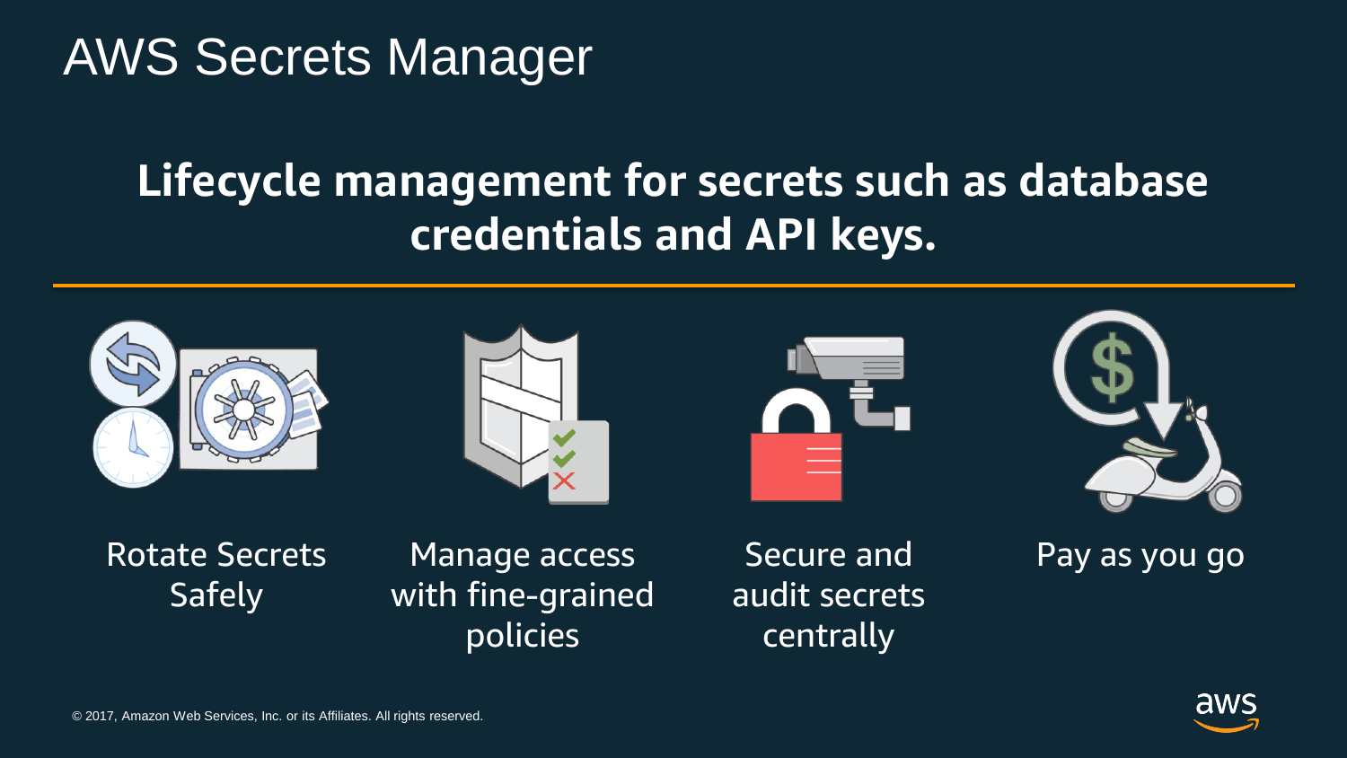# AWS Secrets Manager

## Lifecycle management for secrets such as database credentials and API keys.

- Rotate Secrets Safely
- Manage access with fine-grained policies
- Secure and audit secrets centrally
- Pay as you go

© 2017, Amazon Web Services, Inc. or its Affiliates. All rights reserved.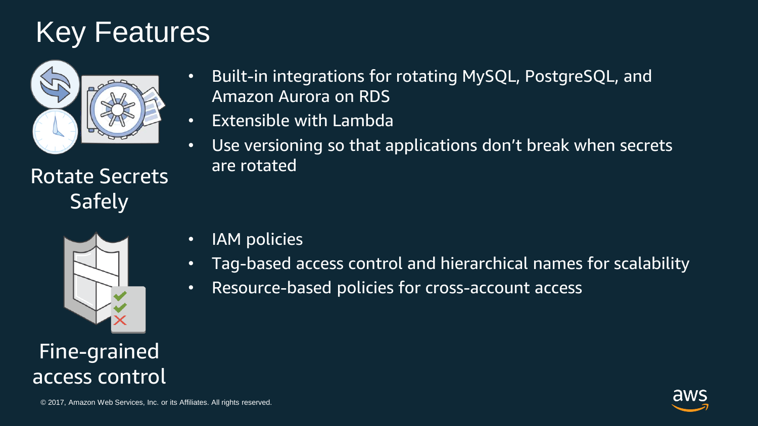# Key Features

## Rotate Secrets Safely

- Built-in integrations for rotating MySQL, PostgreSQL, and Amazon Aurora on RDS
- Extensible with Lambda
- Use versioning so that applications don't break when secrets are rotated

## Fine-grained access control

- IAM policies
- Tag-based access control and hierarchical names for scalability
- Resource-based policies for cross-account access

© 2017, Amazon Web Services, Inc. or its Affiliates. All rights reserved.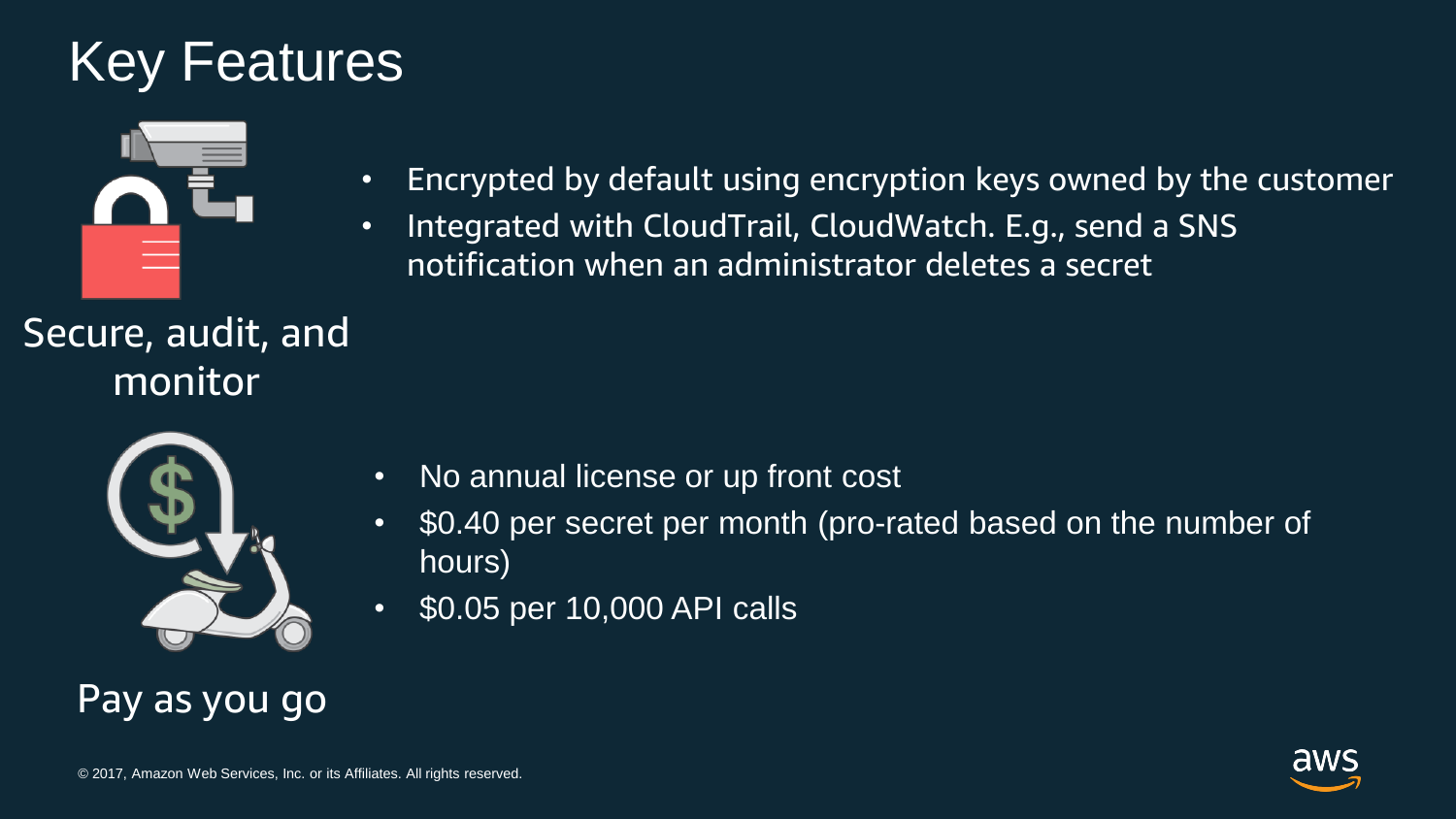# Key Features

## Secure, audit, and monitor

- Encrypted by default using encryption keys owned by the customer
- Integrated with CloudTrail, CloudWatch. E.g., send a SNS notification when an administrator deletes a secret

## Pay as you go

- No annual license or up front cost
- $0.40 per secret per month (pro-rated based on the number of hours)
- $0.05 per 10,000 API calls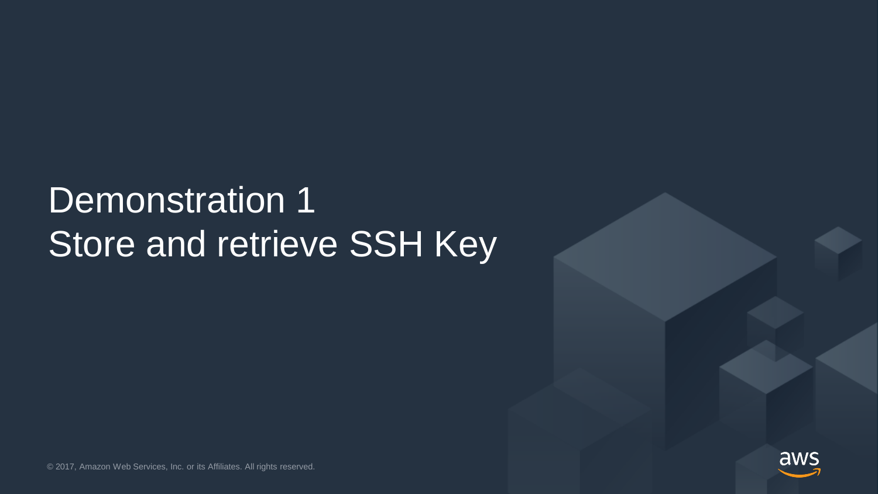# Demonstration 1
# Store and retrieve SSH Key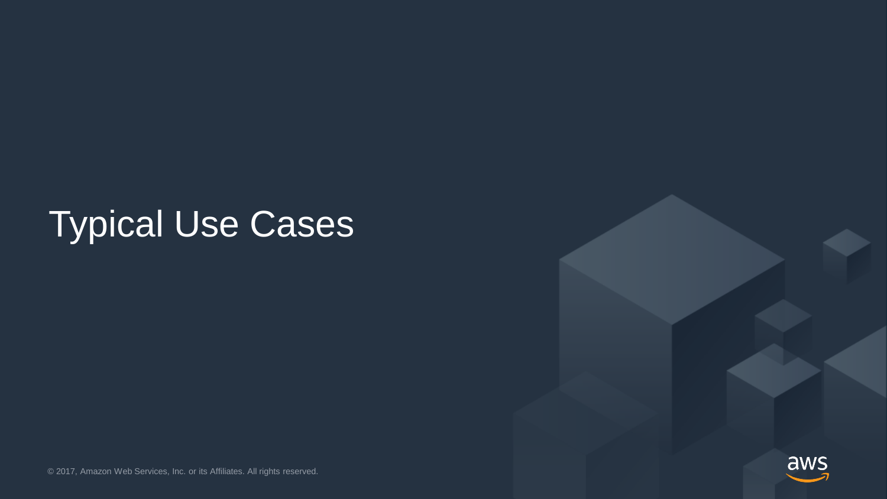# Typical Use Cases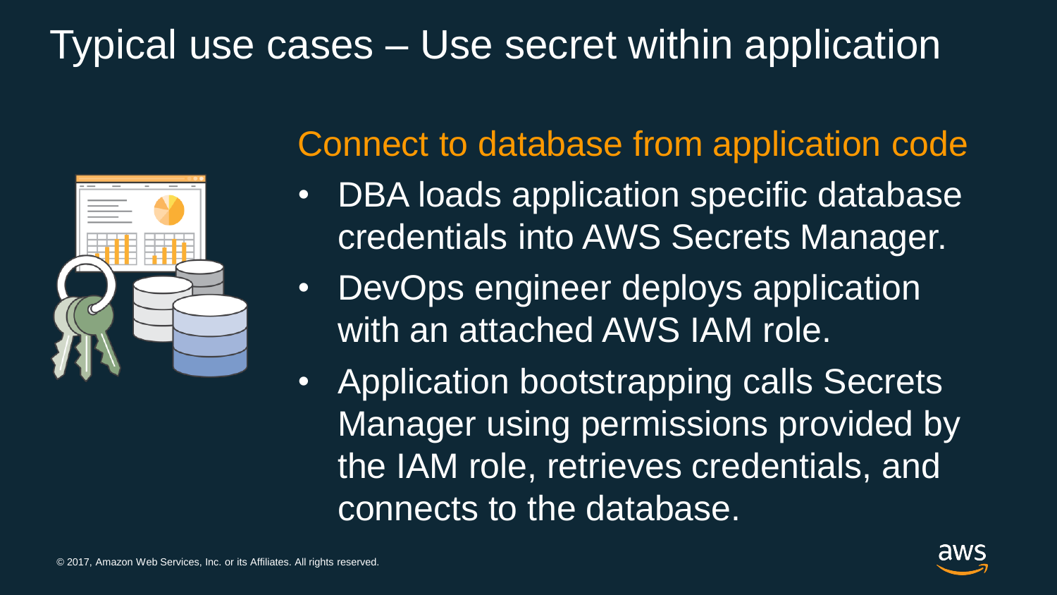# Typical use cases – Use secret within application

## Connect to database from application code

- DBA loads application specific database credentials into AWS Secrets Manager.
- DevOps engineer deploys application with an attached AWS IAM role.
- Application bootstrapping calls Secrets Manager using permissions provided by the IAM role, retrieves credentials, and connects to the database.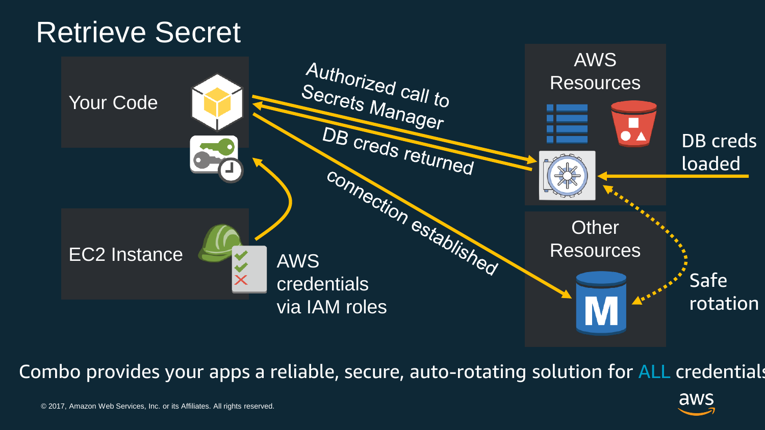# Retrieve Secret

Your Code

EC2 Instance

AWS credentials via IAM roles

Authorized call to Secrets Manager

DB creds returned

connection established

AWS Resources

DB creds loaded

Other Resources

Safe rotation

Combo provides your apps a reliable, secure, auto-rotating solution for ALL credentials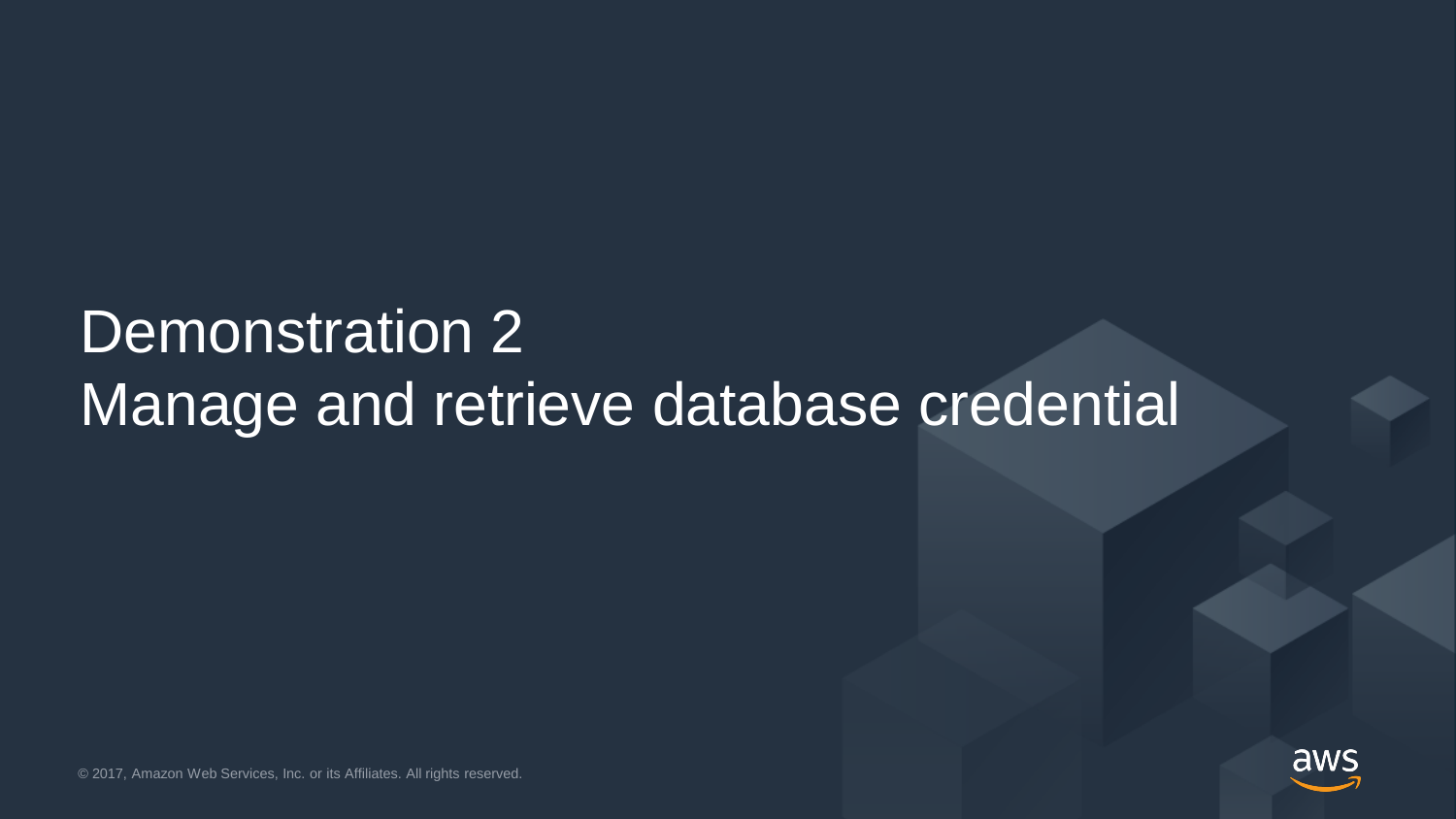# Demonstration 2
## Manage and retrieve database credential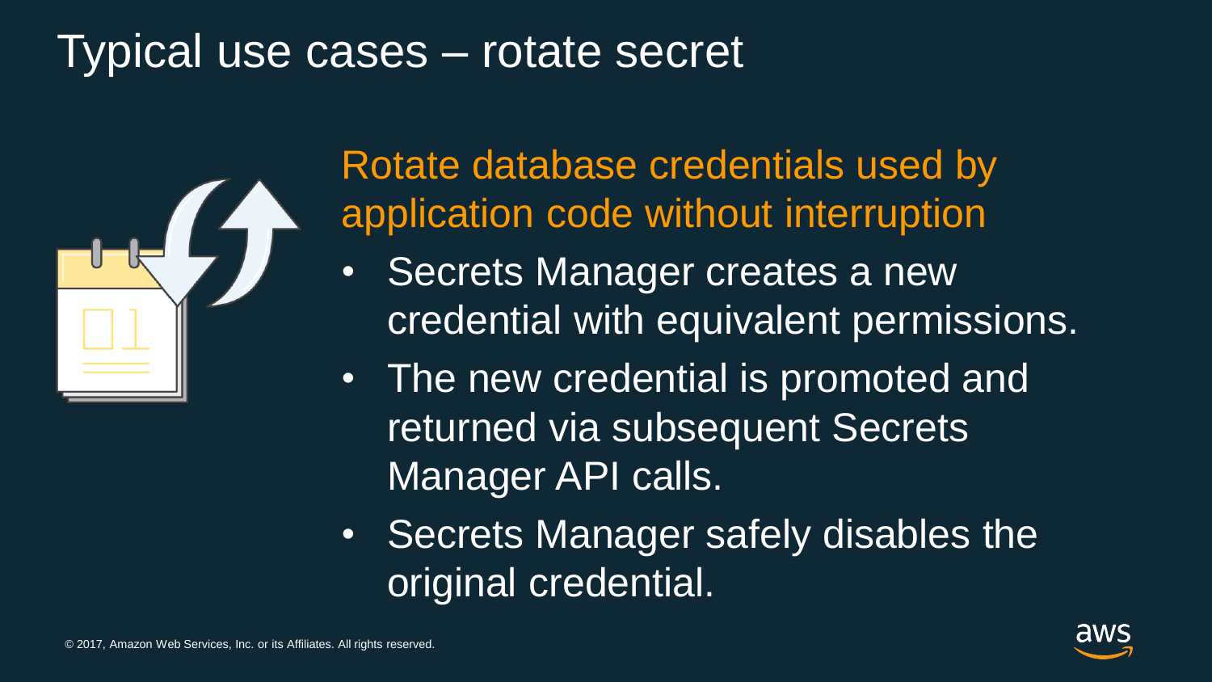# Typical use cases – rotate secret

## Rotate database credentials used by application code without interruption

- Secrets Manager creates a new credential with equivalent permissions.
- The new credential is promoted and returned via subsequent Secrets Manager API calls.
- Secrets Manager safely disables the original credential.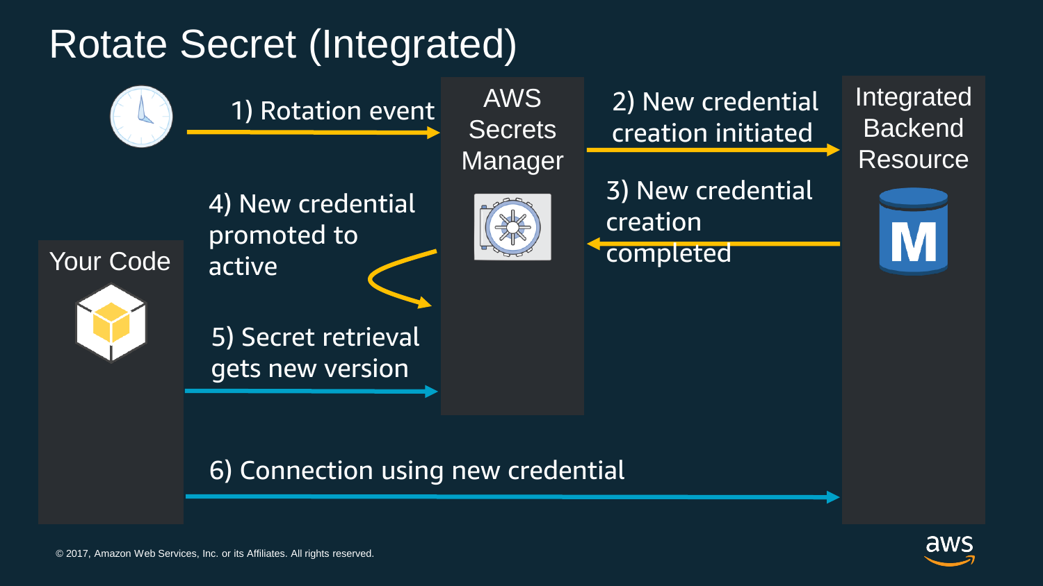# Rotate Secret (Integrated)

AWS Secrets Manager

Integrated Backend Resource

Your Code

1) Rotation event

2) New credential creation initiated

3) New credential creation completed

4) New credential promoted to active

5) Secret retrieval gets new version

6) Connection using new credential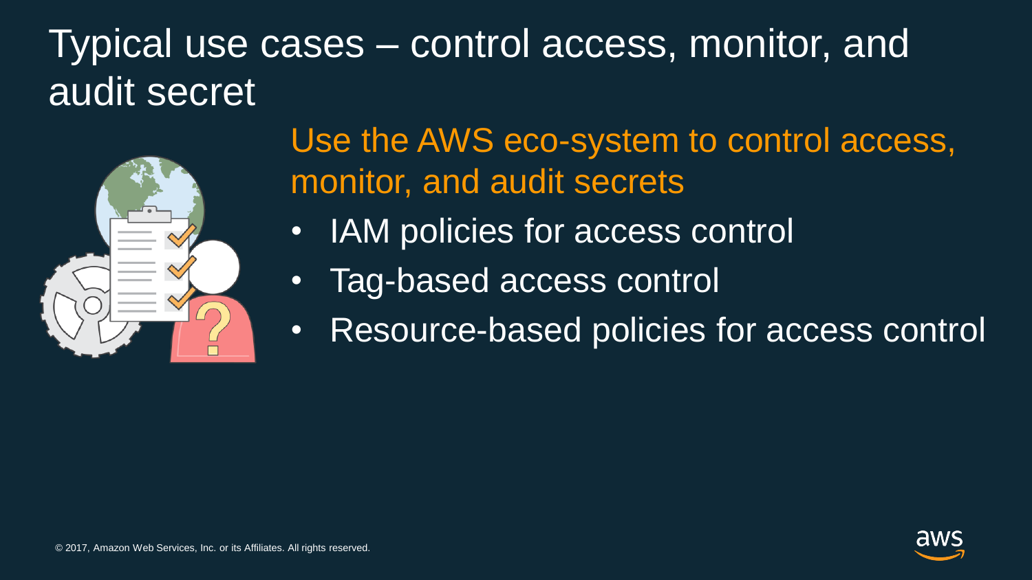# Typical use cases – control access, monitor, and audit secret

## Use the AWS eco-system to control access, monitor, and audit secrets

- IAM policies for access control
- Tag-based access control
- Resource-based policies for access control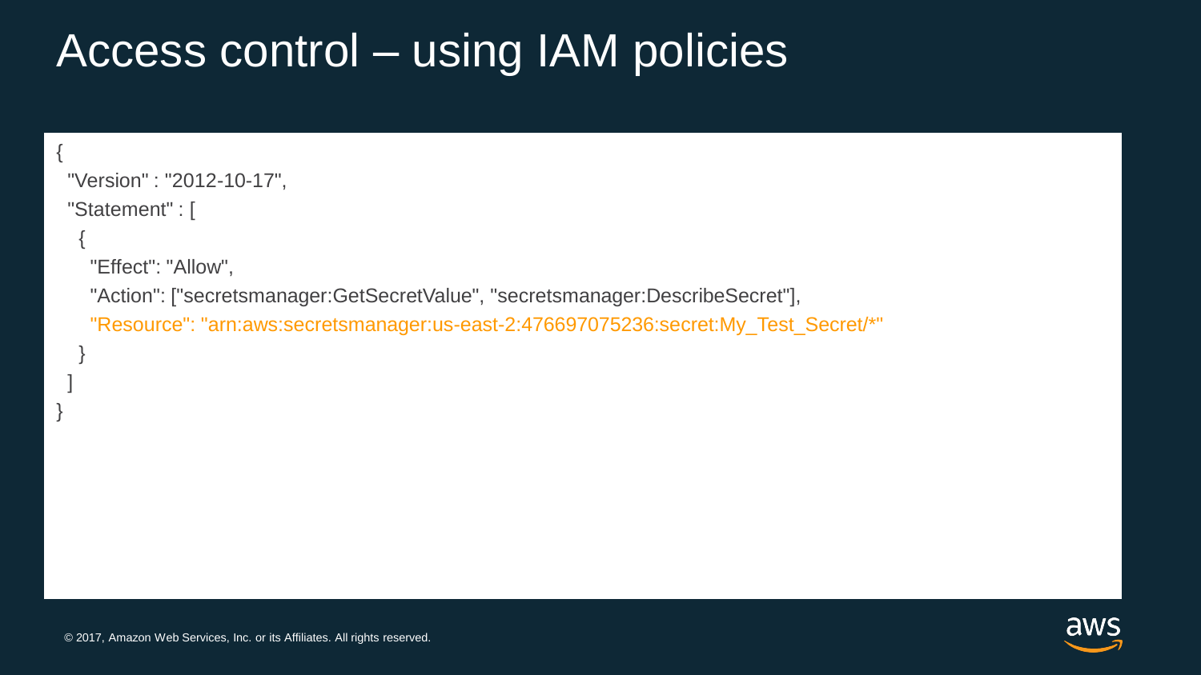# Access control – using IAM policies

```
{
  "Version" : "2012-10-17",
  "Statement" : [
   {
    "Effect": "Allow",
    "Action": ["secretsmanager:GetSecretValue", "secretsmanager:DescribeSecret"],
    "Resource": "arn:aws:secretsmanager:us-east-2:476697075236:secret:My_Test_Secret/*"
   }
  ]
}
```

© 2017, Amazon Web Services, Inc. or its Affiliates. All rights reserved.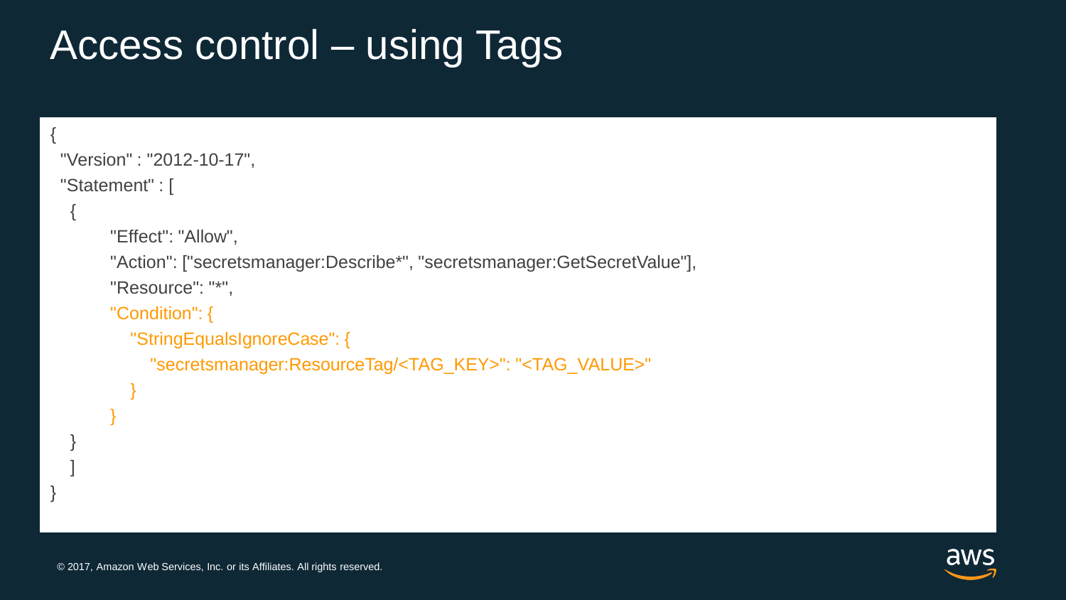# Access control – using Tags

```
{
  "Version" : "2012-10-17",
  "Statement" : [
   {
        "Effect": "Allow",
        "Action": ["secretsmanager:Describe*", "secretsmanager:GetSecretValue"],
        "Resource": "*",
        "Condition": {
           "StringEqualsIgnoreCase": {
              "secretsmanager:ResourceTag/<TAG_KEY>": "<TAG_VALUE>"
           }
        }
   }
   ]
}
```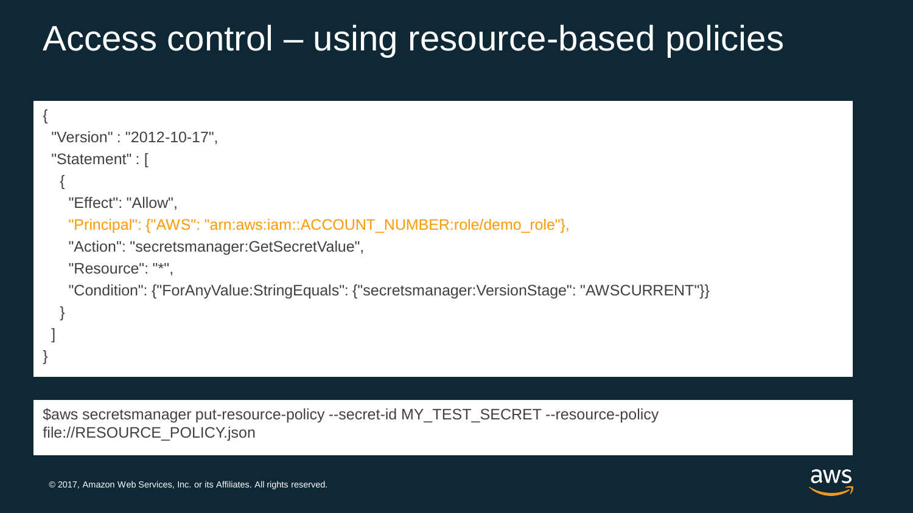# Access control – using resource-based policies

```
{
  "Version" : "2012-10-17",
  "Statement" : [
    {
      "Effect": "Allow",
      "Principal": {"AWS": "arn:aws:iam::ACCOUNT_NUMBER:role/demo_role"},
      "Action": "secretsmanager:GetSecretValue",
      "Resource": "*",
      "Condition": {"ForAnyValue:StringEquals": {"secretsmanager:VersionStage": "AWSCURRENT"}}
    }
  ]
}
```

```
$aws secretsmanager put-resource-policy --secret-id MY_TEST_SECRET --resource-policy file://RESOURCE_POLICY.json
```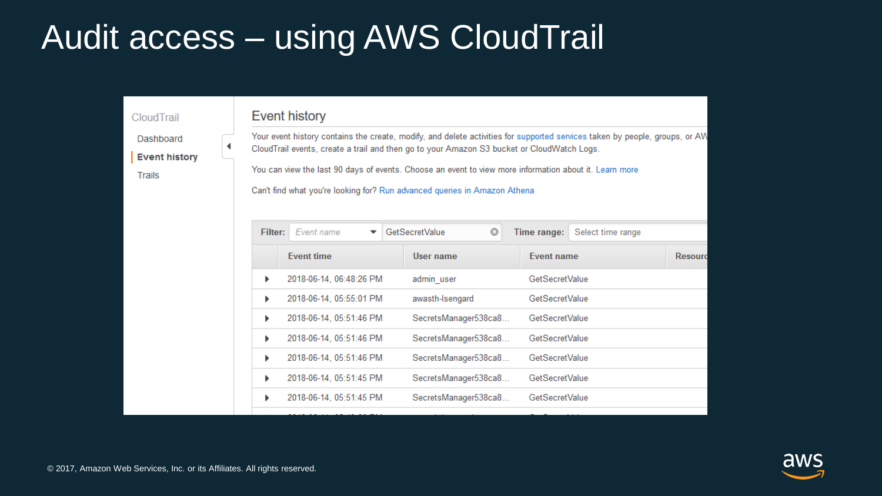# Audit access – using AWS CloudTrail

CloudTrail

- Dashboard
- **Event history**
- Trails

## Event history

Your event history contains the create, modify, and delete activities for supported services taken by people, groups, or AW CloudTrail events, create a trail and then go to your Amazon S3 bucket or CloudWatch Logs.

You can view the last 90 days of events. Choose an event to view more information about it. Learn more

Can't find what you're looking for? Run advanced queries in Amazon Athena

**Filter:** Event name | GetSecretValue **Time range:** Select time range

| | Event time | User name | Event name | Resourc |
|---|---|---|---|---|
| ▸ | 2018-06-14, 06:48:26 PM | admin_user | GetSecretValue | |
| ▸ | 2018-06-14, 05:55:01 PM | awasth-Isengard | GetSecretValue | |
| ▸ | 2018-06-14, 05:51:46 PM | SecretsManager538ca8... | GetSecretValue | |
| ▸ | 2018-06-14, 05:51:46 PM | SecretsManager538ca8... | GetSecretValue | |
| ▸ | 2018-06-14, 05:51:46 PM | SecretsManager538ca8... | GetSecretValue | |
| ▸ | 2018-06-14, 05:51:45 PM | SecretsManager538ca8... | GetSecretValue | |
| ▸ | 2018-06-14, 05:51:45 PM | SecretsManager538ca8... | GetSecretValue | |

© 2017, Amazon Web Services, Inc. or its Affiliates. All rights reserved.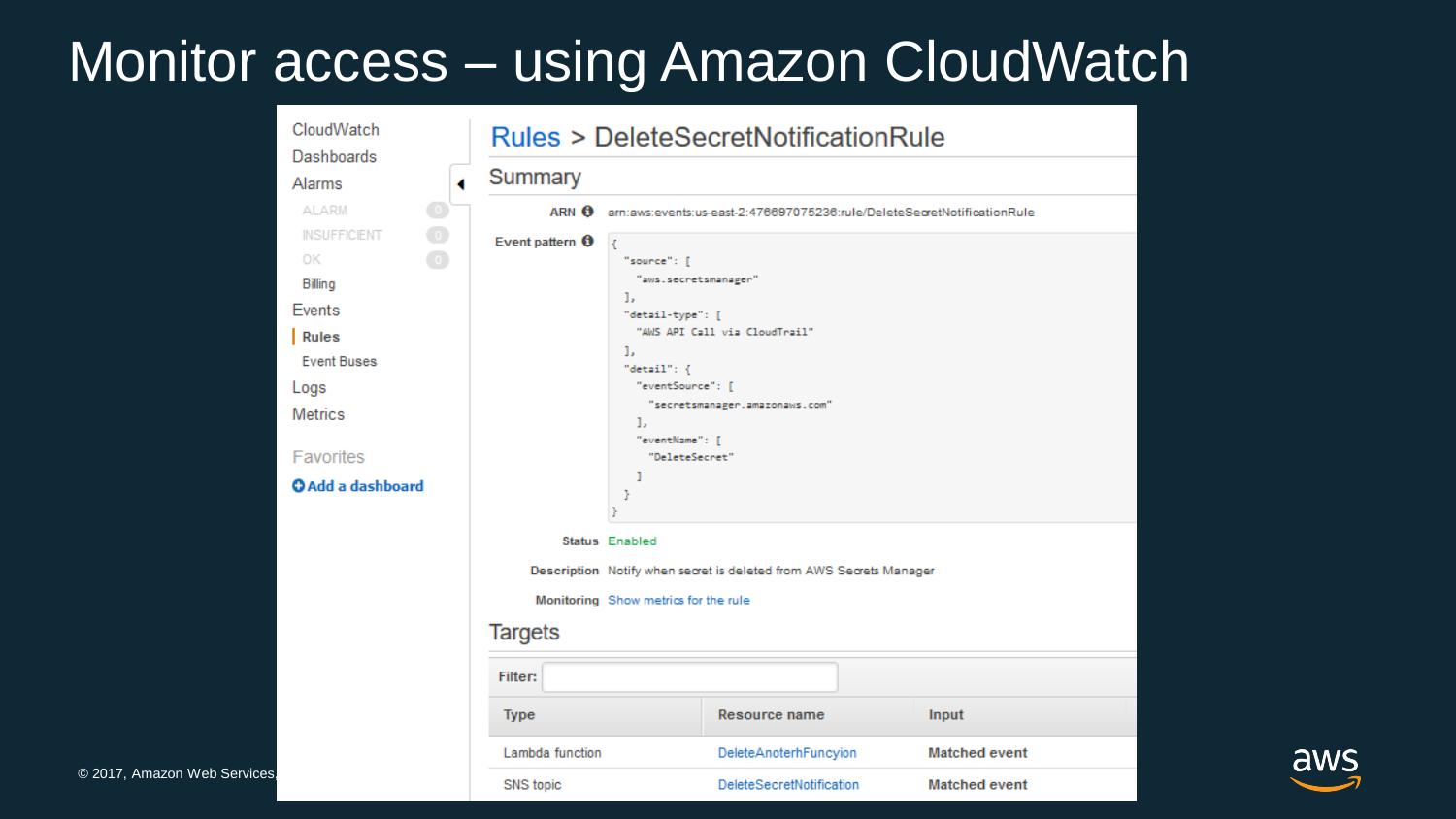# Monitor access – using Amazon CloudWatch

CloudWatch
Dashboards
Alarms
ALARM 0
INSUFFICIENT 0
OK 0
Billing
Events
Rules
Event Buses
Logs
Metrics

Favorites
Add a dashboard

## Rules > DeleteSecretNotificationRule

### Summary

**ARN** arn:aws:events:us-east-2:476697075236:rule/DeleteSecretNotificationRule

**Event pattern**

```
{
  "source": [
    "aws.secretsmanager"
  ],
  "detail-type": [
    "AWS API Call via CloudTrail"
  ],
  "detail": {
    "eventSource": [
      "secretsmanager.amazonaws.com"
    ],
    "eventName": [
      "DeleteSecret"
    ]
  }
}
```

**Status** Enabled

**Description** Notify when secret is deleted from AWS Secrets Manager

**Monitoring** Show metrics for the rule

### Targets

Filter:

| Type | Resource name | Input |
| --- | --- | --- |
| Lambda function | DeleteAnoterhFuncyion | Matched event |
| SNS topic | DeleteSecretNotification | Matched event |

© 2017, Amazon Web Services,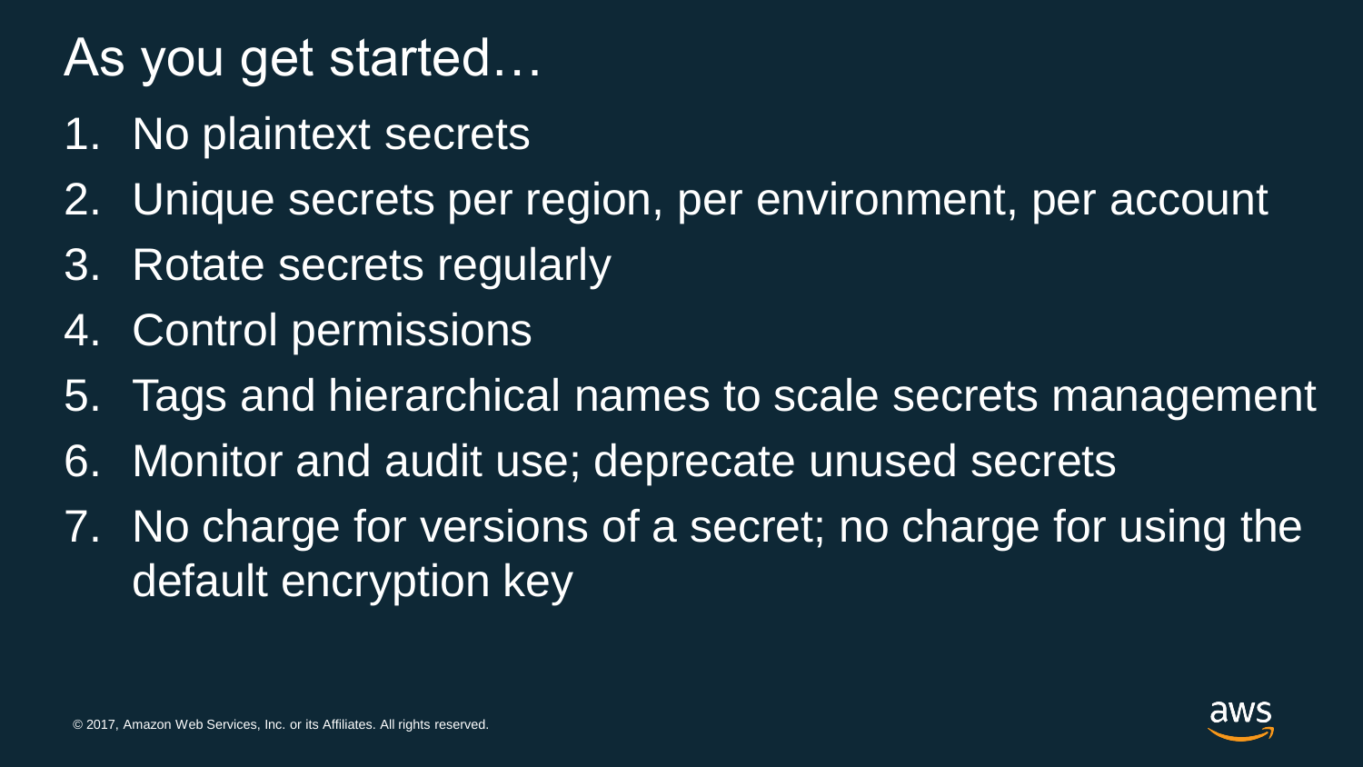# As you get started…

1. No plaintext secrets
2. Unique secrets per region, per environment, per account
3. Rotate secrets regularly
4. Control permissions
5. Tags and hierarchical names to scale secrets management
6. Monitor and audit use; deprecate unused secrets
7. No charge for versions of a secret; no charge for using the default encryption key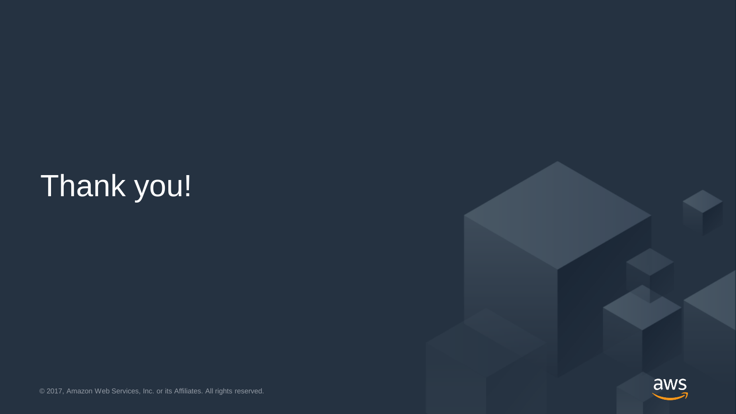# Thank you!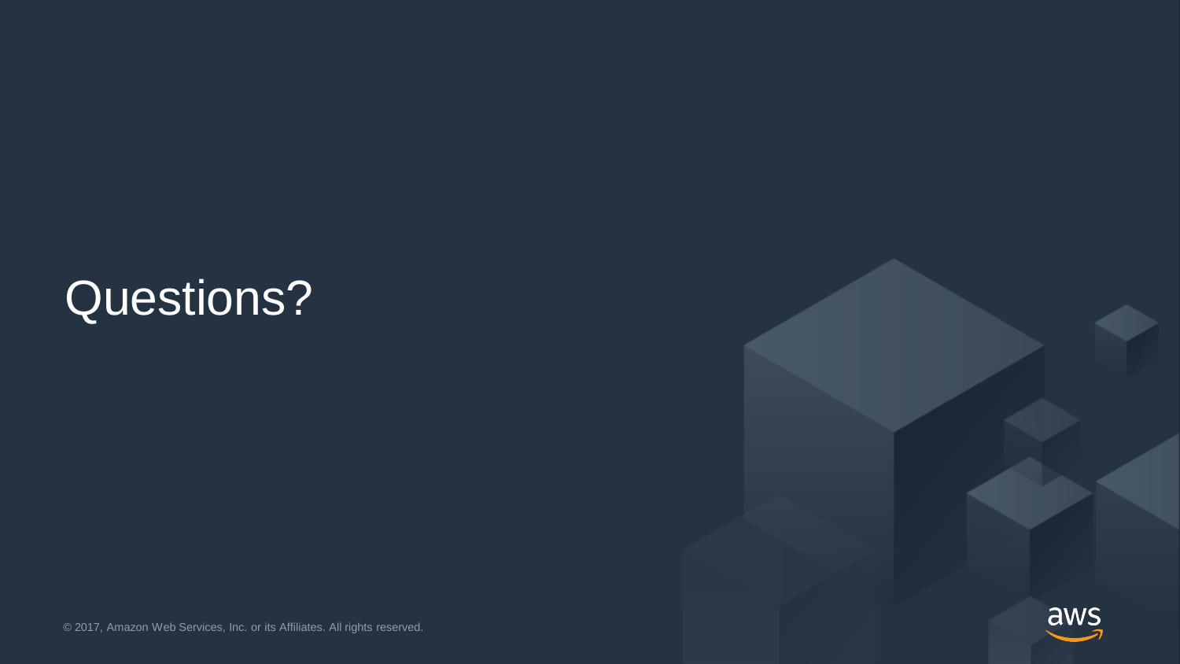# Questions?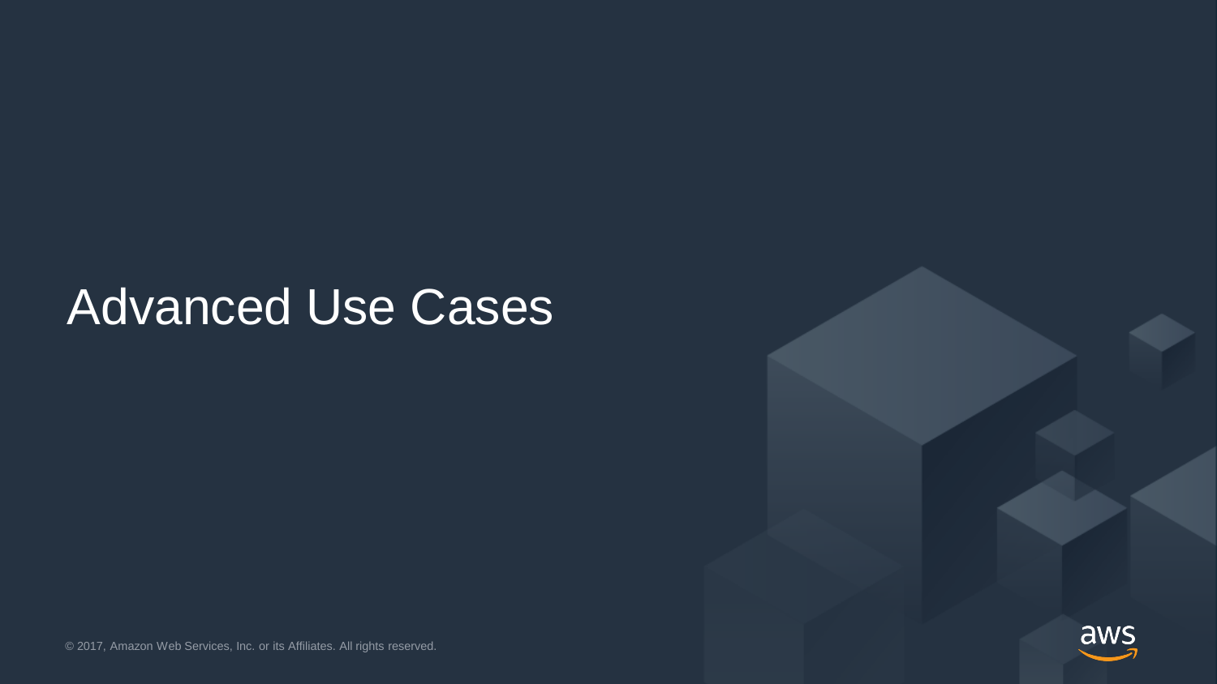# Advanced Use Cases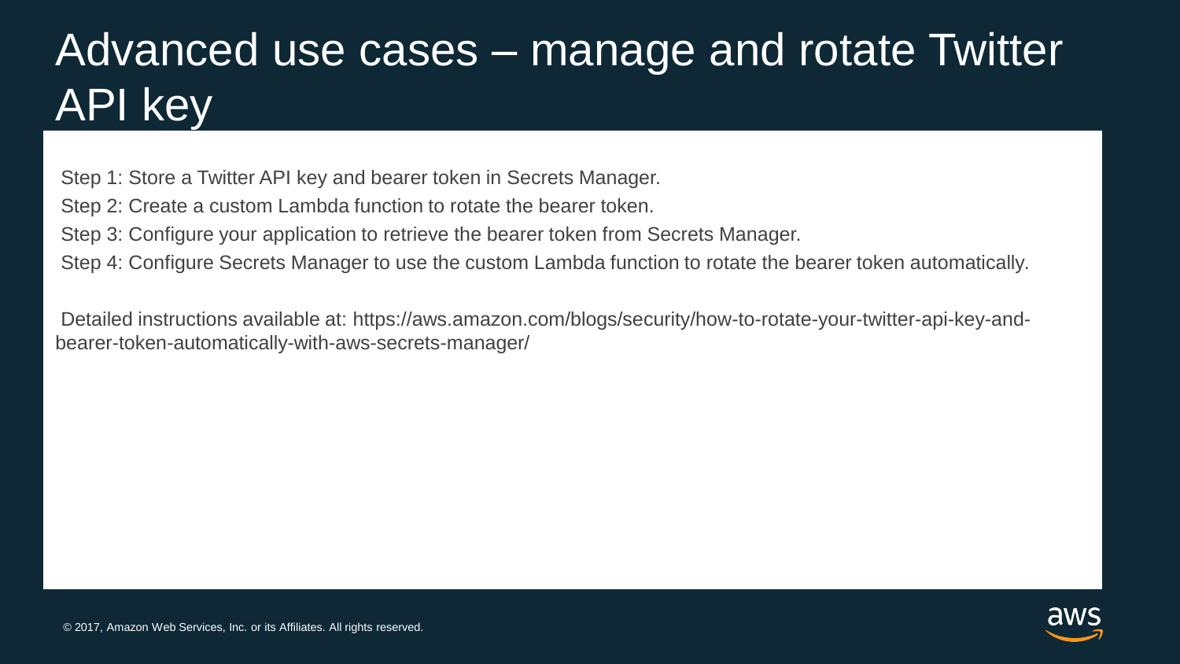# Advanced use cases – manage and rotate Twitter API key

Step 1: Store a Twitter API key and bearer token in Secrets Manager.

Step 2: Create a custom Lambda function to rotate the bearer token.

Step 3: Configure your application to retrieve the bearer token from Secrets Manager.

Step 4: Configure Secrets Manager to use the custom Lambda function to rotate the bearer token automatically.

Detailed instructions available at: https://aws.amazon.com/blogs/security/how-to-rotate-your-twitter-api-key-and-bearer-token-automatically-with-aws-secrets-manager/